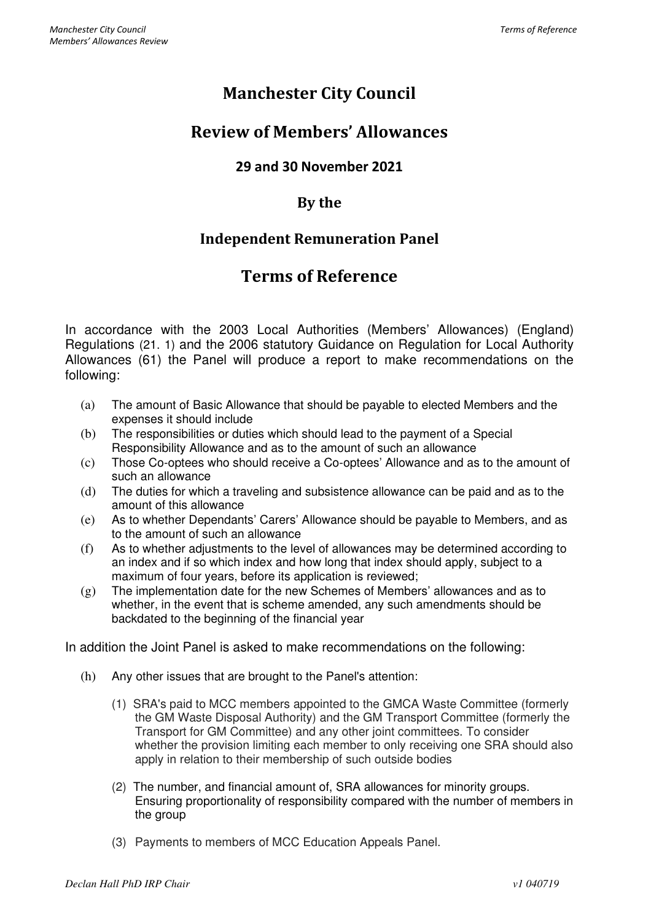# Manchester City Council

## Review of Members' Allowances

### 29 and 30 November 2021

### By the

### Independent Remuneration Panel

## Terms of Reference

In accordance with the 2003 Local Authorities (Members' Allowances) (England) Regulations (21. 1) and the 2006 statutory Guidance on Regulation for Local Authority Allowances (61) the Panel will produce a report to make recommendations on the following:

(a) The amount of Basic Allowance that should be payable to elected Members and the expenses it should include

(b) The responsibilities or duties which should lead to the payment of a Special Responsibility Allowance and as to the amount of such an allowance

(c) Those Co-optees who should receive a Co-optees' Allowance and as to the amount of such an allowance

(d) The duties for which a traveling and subsistence allowance can be paid and as to the amount of this allowance

(e) As to whether Dependants' Carers' Allowance should be payable to Members, and as to the amount of such an allowance

(f) As to whether adjustments to the level of allowances may be determined according to an index and if so which index and how long that index should apply, subject to a maximum of four years, before its application is reviewed;

(g) The implementation date for the new Schemes of Members' allowances and as to whether, in the event that is scheme amended, any such amendments should be backdated to the beginning of the financial year

In addition the Joint Panel is asked to make recommendations on the following:

(h) Any other issues that are brought to the Panel's attention:

(1) SRA's paid to MCC members appointed to the GMCA Waste Committee (formerly the GM Waste Disposal Authority) and the GM Transport Committee (formerly the Transport for GM Committee) and any other joint committees. To consider whether the provision limiting each member to only receiving one SRA should also apply in relation to their membership of such outside bodies

(2) The number, and financial amount of, SRA allowances for minority groups. Ensuring proportionality of responsibility compared with the number of members in the group

(3) Payments to members of MCC Education Appeals Panel.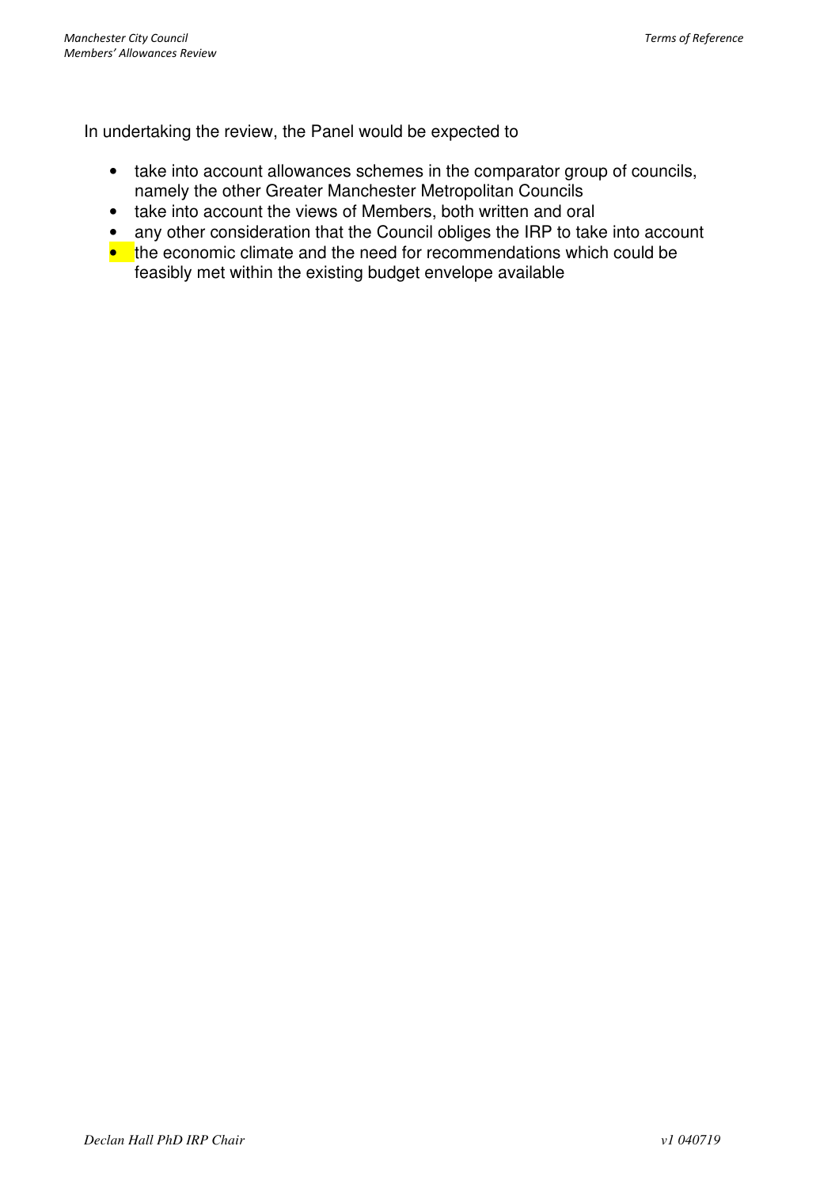In undertaking the review, the Panel would be expected to

- take into account allowances schemes in the comparator group of councils, namely the other Greater Manchester Metropolitan Councils
- take into account the views of Members, both written and oral
- any other consideration that the Council obliges the IRP to take into account
- the economic climate and the need for recommendations which could be feasibly met within the existing budget envelope available